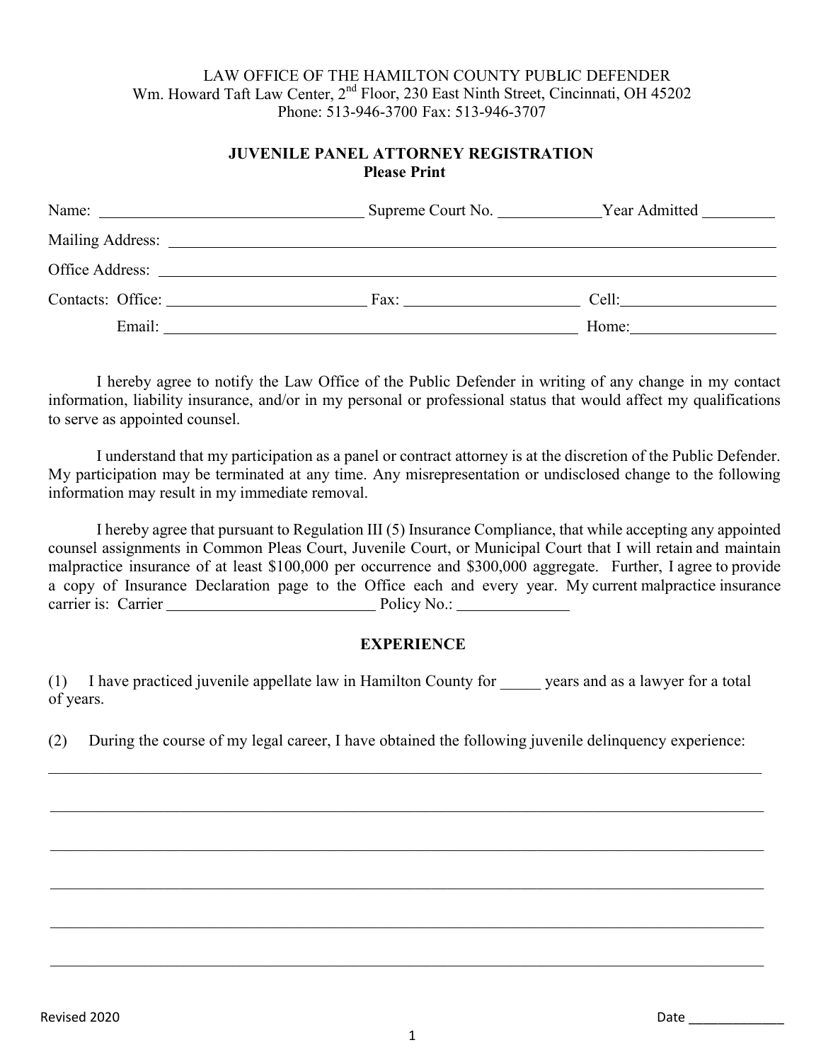LAW OFFICE OF THE HAMILTON COUNTY PUBLIC DEFENDER
Wm. Howard Taft Law Center, 2nd Floor, 230 East Ninth Street, Cincinnati, OH 45202
Phone: 513-946-3700 Fax: 513-946-3707

## JUVENILE PANEL ATTORNEY REGISTRATION

**Please Print**

Name: ______________________________ Supreme Court No. ____________ Year Admitted _________

Mailing Address: ______________________________________________________________________

Office Address: _______________________________________________________________________

Contacts: Office: _______________________ Fax: _____________________ Cell: __________________

Email: ____________________________________________________ Home: _________________

I hereby agree to notify the Law Office of the Public Defender in writing of any change in my contact information, liability insurance, and/or in my personal or professional status that would affect my qualifications to serve as appointed counsel.

I understand that my participation as a panel or contract attorney is at the discretion of the Public Defender. My participation may be terminated at any time. Any misrepresentation or undisclosed change to the following information may result in my immediate removal.

I hereby agree that pursuant to Regulation III (5) Insurance Compliance, that while accepting any appointed counsel assignments in Common Pleas Court, Juvenile Court, or Municipal Court that I will retain and maintain malpractice insurance of at least $100,000 per occurrence and $300,000 aggregate. Further, I agree to provide a copy of Insurance Declaration page to the Office each and every year. My current malpractice insurance carrier is: Carrier __________________________ Policy No.: ______________

## EXPERIENCE

(1) I have practiced juvenile appellate law in Hamilton County for _____ years and as a lawyer for a total of years.

(2) During the course of my legal career, I have obtained the following juvenile delinquency experience:

____________________________________________________________________________________________

____________________________________________________________________________________________

____________________________________________________________________________________________

____________________________________________________________________________________________

____________________________________________________________________________________________

____________________________________________________________________________________________

Revised 2020

Date _____________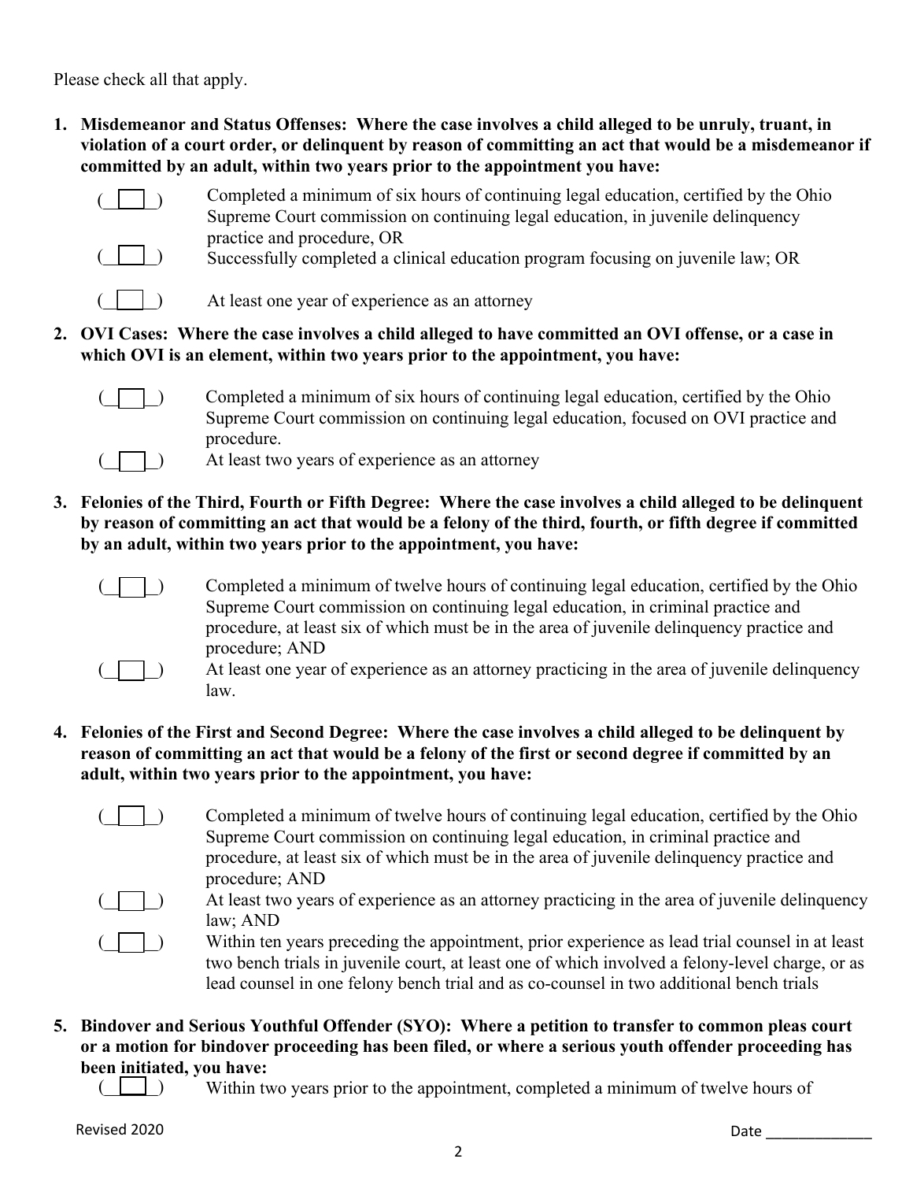Please check all that apply.

1. **Misdemeanor and Status Offenses: Where the case involves a child alleged to be unruly, truant, in violation of a court order, or delinquent by reason of committing an act that would be a misdemeanor if committed by an adult, within two years prior to the appointment you have:**

   (\_\_\_) Completed a minimum of six hours of continuing legal education, certified by the Ohio Supreme Court commission on continuing legal education, in juvenile delinquency practice and procedure, OR

   (\_\_\_) Successfully completed a clinical education program focusing on juvenile law; OR

   (\_\_\_) At least one year of experience as an attorney

2. **OVI Cases: Where the case involves a child alleged to have committed an OVI offense, or a case in which OVI is an element, within two years prior to the appointment, you have:**

   (\_\_\_) Completed a minimum of six hours of continuing legal education, certified by the Ohio Supreme Court commission on continuing legal education, focused on OVI practice and procedure.

   (\_\_\_) At least two years of experience as an attorney

3. **Felonies of the Third, Fourth or Fifth Degree: Where the case involves a child alleged to be delinquent by reason of committing an act that would be a felony of the third, fourth, or fifth degree if committed by an adult, within two years prior to the appointment, you have:**

   (\_\_\_) Completed a minimum of twelve hours of continuing legal education, certified by the Ohio Supreme Court commission on continuing legal education, in criminal practice and procedure, at least six of which must be in the area of juvenile delinquency practice and procedure; AND

   (\_\_\_) At least one year of experience as an attorney practicing in the area of juvenile delinquency law.

4. **Felonies of the First and Second Degree: Where the case involves a child alleged to be delinquent by reason of committing an act that would be a felony of the first or second degree if committed by an adult, within two years prior to the appointment, you have:**

   (\_\_\_) Completed a minimum of twelve hours of continuing legal education, certified by the Ohio Supreme Court commission on continuing legal education, in criminal practice and procedure, at least six of which must be in the area of juvenile delinquency practice and procedure; AND

   (\_\_\_) At least two years of experience as an attorney practicing in the area of juvenile delinquency law; AND

   (\_\_\_) Within ten years preceding the appointment, prior experience as lead trial counsel in at least two bench trials in juvenile court, at least one of which involved a felony-level charge, or as lead counsel in one felony bench trial and as co-counsel in two additional bench trials

5. **Bindover and Serious Youthful Offender (SYO): Where a petition to transfer to common pleas court or a motion for bindover proceeding has been filed, or where a serious youth offender proceeding has been initiated, you have:**

   (\_\_\_) Within two years prior to the appointment, completed a minimum of twelve hours of

Revised 2020

Date \_\_\_\_\_\_\_\_\_\_\_\_\_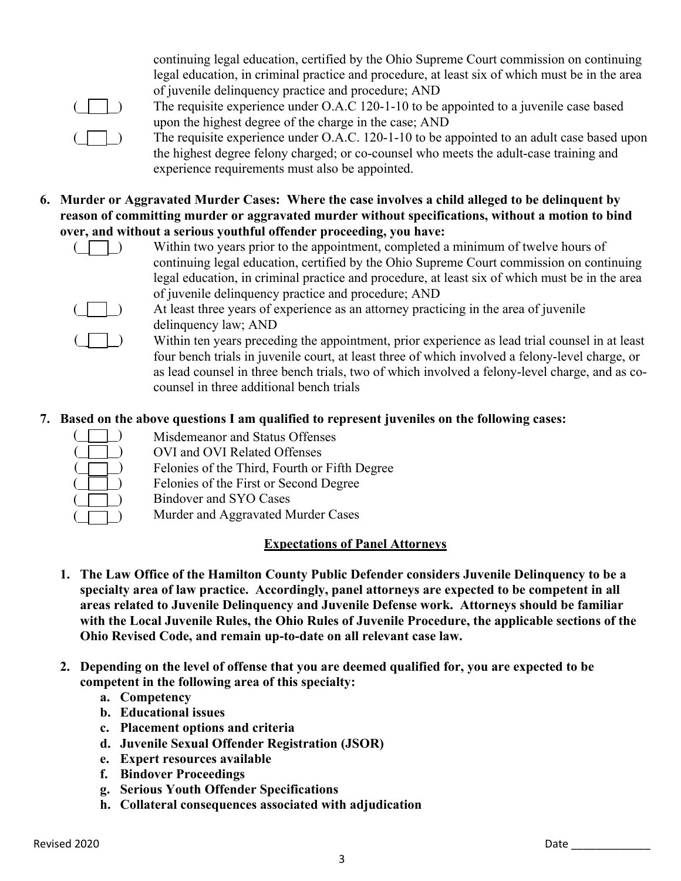continuing legal education, certified by the Ohio Supreme Court commission on continuing legal education, in criminal practice and procedure, at least six of which must be in the area of juvenile delinquency practice and procedure; AND

( ) The requisite experience under O.A.C 120-1-10 to be appointed to a juvenile case based upon the highest degree of the charge in the case; AND

( ) The requisite experience under O.A.C. 120-1-10 to be appointed to an adult case based upon the highest degree felony charged; or co-counsel who meets the adult-case training and experience requirements must also be appointed.

6. **Murder or Aggravated Murder Cases: Where the case involves a child alleged to be delinquent by reason of committing murder or aggravated murder without specifications, without a motion to bind over, and without a serious youthful offender proceeding, you have:**

   ( ) Within two years prior to the appointment, completed a minimum of twelve hours of continuing legal education, certified by the Ohio Supreme Court commission on continuing legal education, in criminal practice and procedure, at least six of which must be in the area of juvenile delinquency practice and procedure; AND

   ( ) At least three years of experience as an attorney practicing in the area of juvenile delinquency law; AND

   ( ) Within ten years preceding the appointment, prior experience as lead trial counsel in at least four bench trials in juvenile court, at least three of which involved a felony-level charge, or as lead counsel in three bench trials, two of which involved a felony-level charge, and as co-counsel in three additional bench trials

7. **Based on the above questions I am qualified to represent juveniles on the following cases:**

   ( ) Misdemeanor and Status Offenses
   ( ) OVI and OVI Related Offenses
   ( ) Felonies of the Third, Fourth or Fifth Degree
   ( ) Felonies of the First or Second Degree
   ( ) Bindover and SYO Cases
   ( ) Murder and Aggravated Murder Cases

**<u>Expectations of Panel Attorneys</u>**

1. **The Law Office of the Hamilton County Public Defender considers Juvenile Delinquency to be a specialty area of law practice. Accordingly, panel attorneys are expected to be competent in all areas related to Juvenile Delinquency and Juvenile Defense work. Attorneys should be familiar with the Local Juvenile Rules, the Ohio Rules of Juvenile Procedure, the applicable sections of the Ohio Revised Code, and remain up-to-date on all relevant case law.**

2. **Depending on the level of offense that you are deemed qualified for, you are expected to be competent in the following area of this specialty:**
   a. **Competency**
   b. **Educational issues**
   c. **Placement options and criteria**
   d. **Juvenile Sexual Offender Registration (JSOR)**
   e. **Expert resources available**
   f. **Bindover Proceedings**
   g. **Serious Youth Offender Specifications**
   h. **Collateral consequences associated with adjudication**

Revised 2020 Date _____________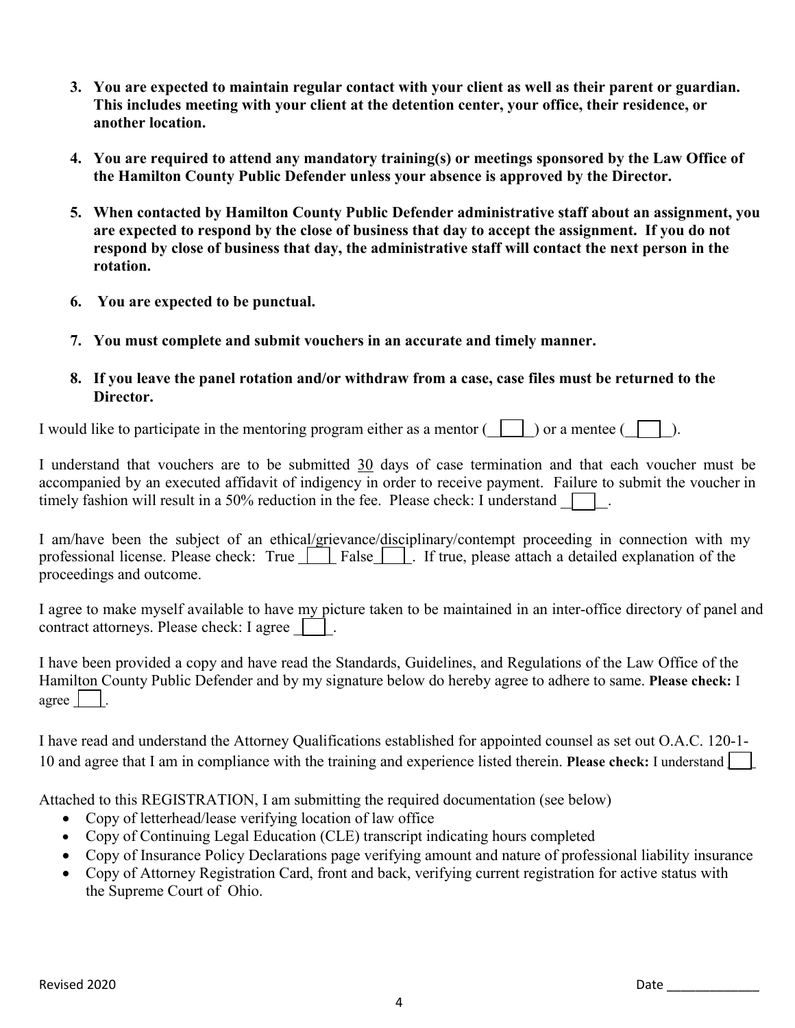3. **You are expected to maintain regular contact with your client as well as their parent or guardian. This includes meeting with your client at the detention center, your office, their residence, or another location.**

4. **You are required to attend any mandatory training(s) or meetings sponsored by the Law Office of the Hamilton County Public Defender unless your absence is approved by the Director.**

5. **When contacted by Hamilton County Public Defender administrative staff about an assignment, you are expected to respond by the close of business that day to accept the assignment. If you do not respond by close of business that day, the administrative staff will contact the next person in the rotation.**

6. **You are expected to be punctual.**

7. **You must complete and submit vouchers in an accurate and timely manner.**

8. **If you leave the panel rotation and/or withdraw from a case, case files must be returned to the Director.**

I would like to participate in the mentoring program either as a mentor (☐) or a mentee (☐).

I understand that vouchers are to be submitted 30 days of case termination and that each voucher must be accompanied by an executed affidavit of indigency in order to receive payment. Failure to submit the voucher in timely fashion will result in a 50% reduction in the fee. Please check: I understand ☐.

I am/have been the subject of an ethical/grievance/disciplinary/contempt proceeding in connection with my professional license. Please check: True ☐ False ☐. If true, please attach a detailed explanation of the proceedings and outcome.

I agree to make myself available to have my picture taken to be maintained in an inter-office directory of panel and contract attorneys. Please check: I agree ☐.

I have been provided a copy and have read the Standards, Guidelines, and Regulations of the Law Office of the Hamilton County Public Defender and by my signature below do hereby agree to adhere to same. **Please check:** I agree ☐.

I have read and understand the Attorney Qualifications established for appointed counsel as set out O.A.C. 120-1-10 and agree that I am in compliance with the training and experience listed therein. **Please check:** I understand ☐

Attached to this REGISTRATION, I am submitting the required documentation (see below)

- Copy of letterhead/lease verifying location of law office
- Copy of Continuing Legal Education (CLE) transcript indicating hours completed
- Copy of Insurance Policy Declarations page verifying amount and nature of professional liability insurance
- Copy of Attorney Registration Card, front and back, verifying current registration for active status with the Supreme Court of Ohio.

Revised 2020 Date _____________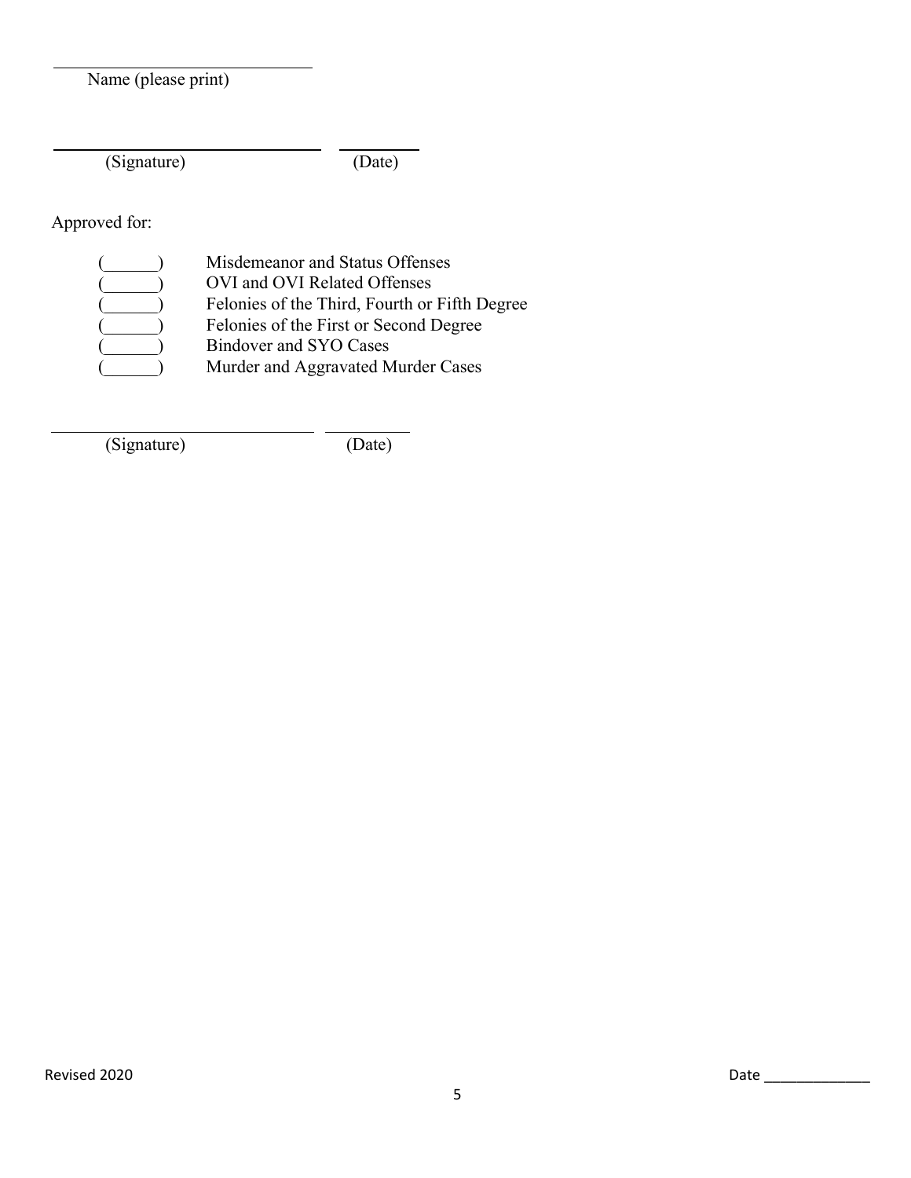______________________________
Name (please print)

______________________________ __________
(Signature) (Date)

Approved for:

(______) Misdemeanor and Status Offenses
(______) OVI and OVI Related Offenses
(______) Felonies of the Third, Fourth or Fifth Degree
(______) Felonies of the First or Second Degree
(______) Bindover and SYO Cases
(______) Murder and Aggravated Murder Cases

______________________________ __________
(Signature) (Date)

Revised 2020

Date _____________